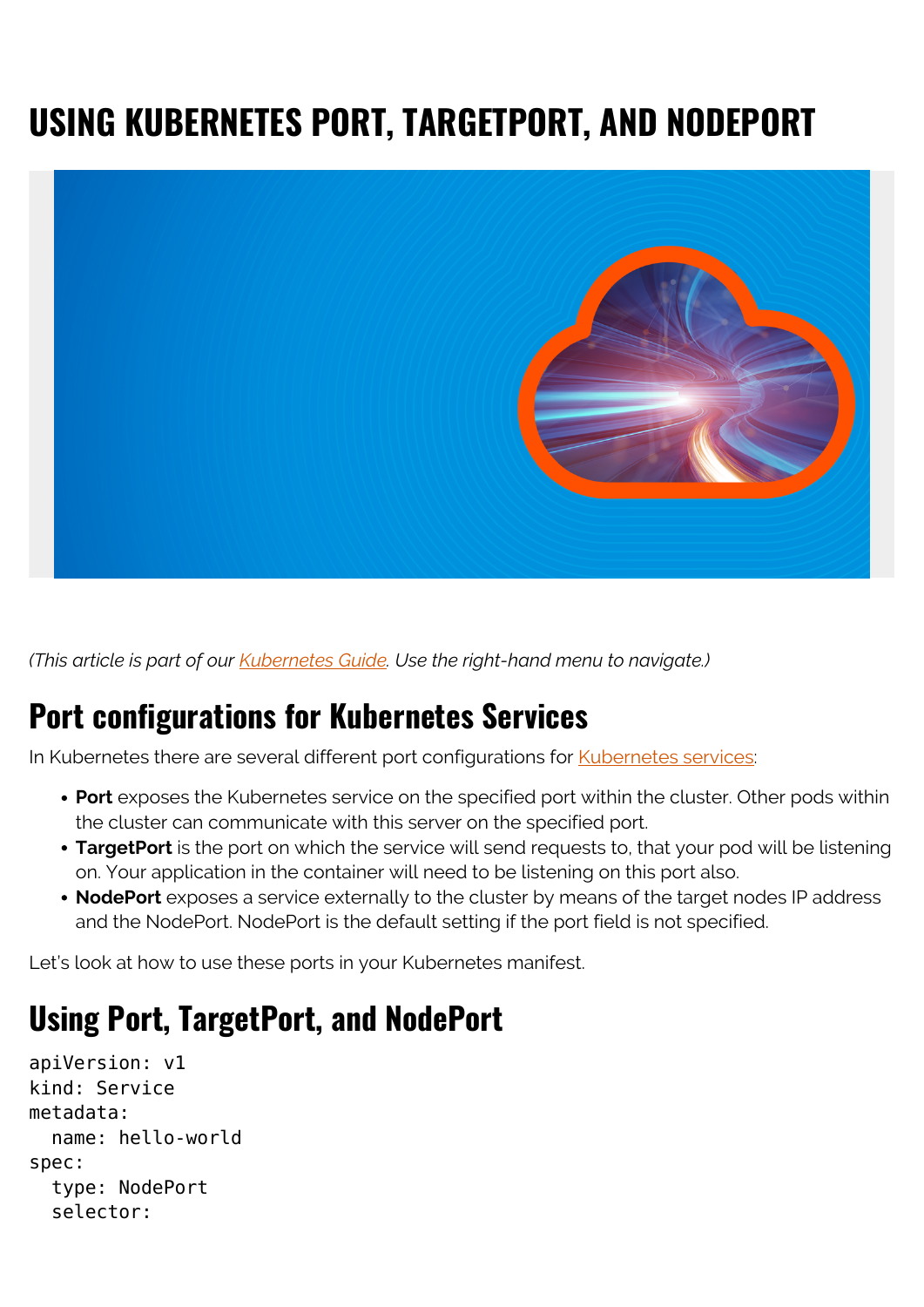# USING KUBERNETES PORT, TARGETPORT, AND NODEPORT

*(This article is part of our [Kubernetes Guide](). Use the right-hand menu to navigate.)*

## Port configurations for Kubernetes Services

In Kubernetes there are several different port configurations for [Kubernetes services]():

- **Port** exposes the Kubernetes service on the specified port within the cluster. Other pods within the cluster can communicate with this server on the specified port.
- **TargetPort** is the port on which the service will send requests to, that your pod will be listening on. Your application in the container will need to be listening on this port also.
- **NodePort** exposes a service externally to the cluster by means of the target nodes IP address and the NodePort. NodePort is the default setting if the port field is not specified.

Let's look at how to use these ports in your Kubernetes manifest.

## Using Port, TargetPort, and NodePort

```
apiVersion: v1
kind: Service
metadata:
  name: hello-world
spec:
  type: NodePort
  selector:
```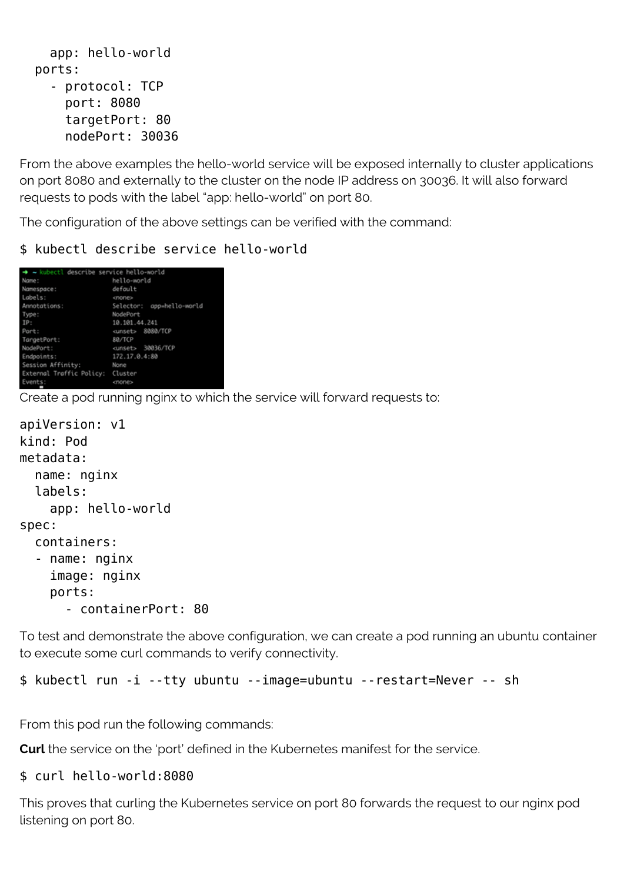```
    app: hello-world
  ports:
    - protocol: TCP
      port: 8080
      targetPort: 80
      nodePort: 30036
```

From the above examples the hello-world service will be exposed internally to cluster applications on port 8080 and externally to the cluster on the node IP address on 30036. It will also forward requests to pods with the label "app: hello-world" on port 80.

The configuration of the above settings can be verified with the command:

```
$ kubectl describe service hello-world
```

```
→ ~ kubectl describe service hello-world
Name:                     hello-world
Namespace:                default
Labels:                   <none>
Annotations:              Selector:  app=hello-world
Type:                     NodePort
IP:                       10.101.44.241
Port:                     <unset>  8080/TCP
TargetPort:               80/TCP
NodePort:                 <unset>  30036/TCP
Endpoints:                172.17.0.4:80
Session Affinity:         None
External Traffic Policy:  Cluster
Events:                   <none>
```

Create a pod running nginx to which the service will forward requests to:

```
apiVersion: v1
kind: Pod
metadata:
  name: nginx
  labels:
    app: hello-world
spec:
  containers:
  - name: nginx
    image: nginx
    ports:
      - containerPort: 80
```

To test and demonstrate the above configuration, we can create a pod running an ubuntu container to execute some curl commands to verify connectivity.

```
$ kubectl run -i --tty ubuntu --image=ubuntu --restart=Never -- sh
```

From this pod run the following commands:

**Curl** the service on the 'port' defined in the Kubernetes manifest for the service.

```
$ curl hello-world:8080
```

This proves that curling the Kubernetes service on port 80 forwards the request to our nginx pod listening on port 80.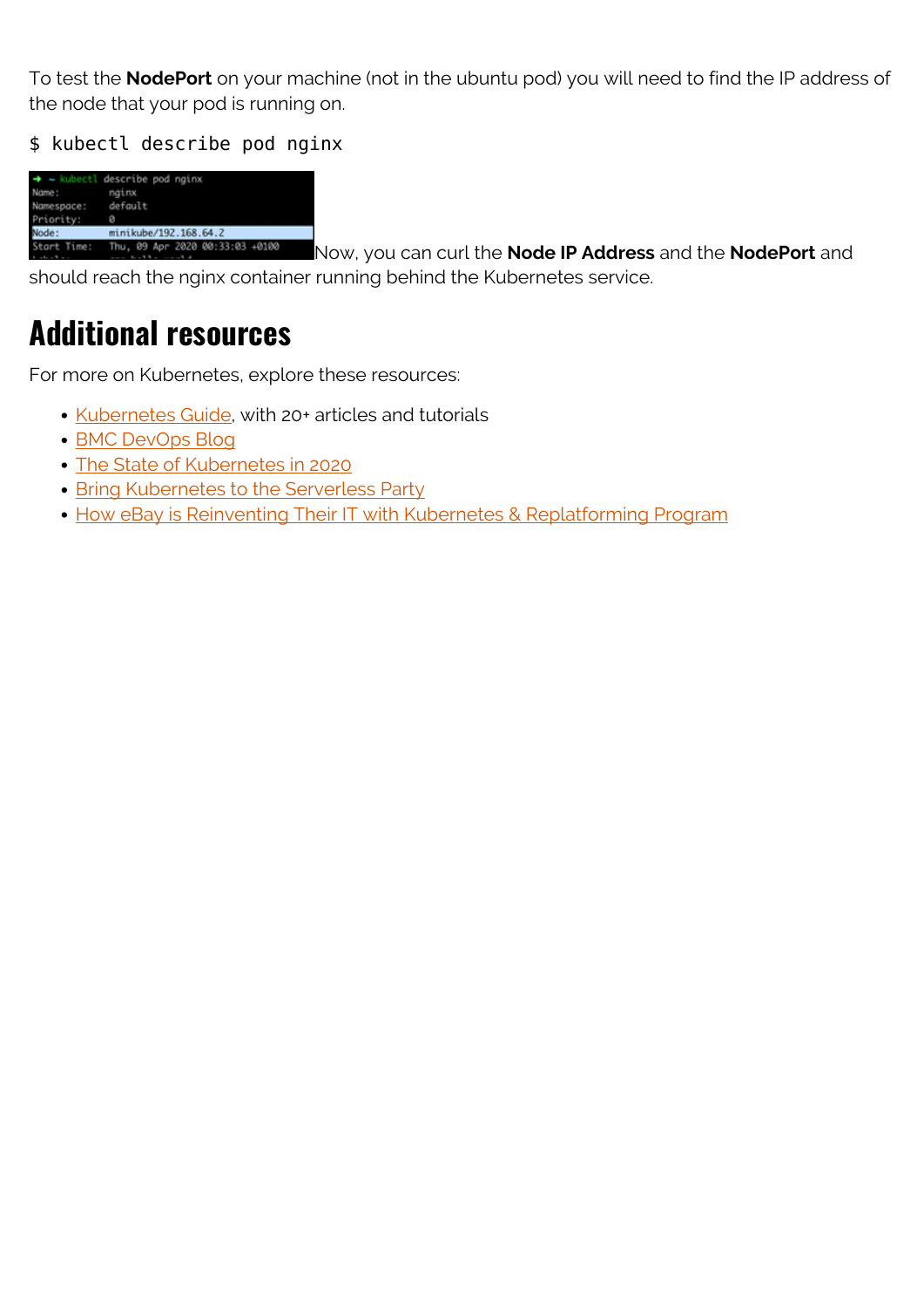To test the **NodePort** on your machine (not in the ubuntu pod) you will need to find the IP address of the node that your pod is running on.

```
$ kubectl describe pod nginx
```

Now, you can curl the **Node IP Address** and the **NodePort** and should reach the nginx container running behind the Kubernetes service.

## Additional resources

For more on Kubernetes, explore these resources:

- Kubernetes Guide, with 20+ articles and tutorials
- BMC DevOps Blog
- The State of Kubernetes in 2020
- Bring Kubernetes to the Serverless Party
- How eBay is Reinventing Their IT with Kubernetes & Replatforming Program